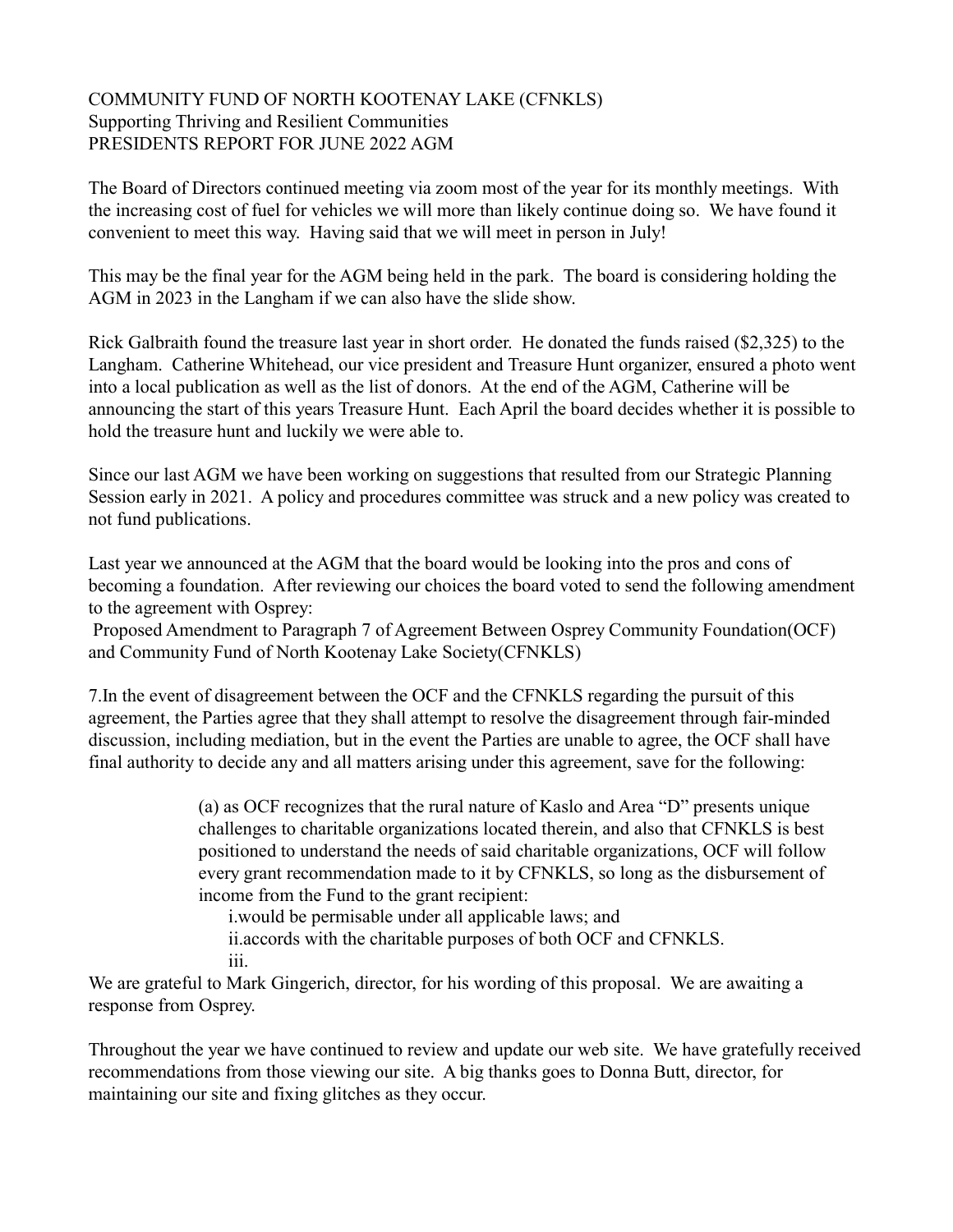COMMUNITY FUND OF NORTH KOOTENAY LAKE (CFNKLS)
Supporting Thriving and Resilient Communities
PRESIDENTS REPORT FOR JUNE 2022 AGM

The Board of Directors continued meeting via zoom most of the year for its monthly meetings. With the increasing cost of fuel for vehicles we will more than likely continue doing so. We have found it convenient to meet this way. Having said that we will meet in person in July!

This may be the final year for the AGM being held in the park. The board is considering holding the AGM in 2023 in the Langham if we can also have the slide show.

Rick Galbraith found the treasure last year in short order. He donated the funds raised ($2,325) to the Langham. Catherine Whitehead, our vice president and Treasure Hunt organizer, ensured a photo went into a local publication as well as the list of donors. At the end of the AGM, Catherine will be announcing the start of this years Treasure Hunt. Each April the board decides whether it is possible to hold the treasure hunt and luckily we were able to.

Since our last AGM we have been working on suggestions that resulted from our Strategic Planning Session early in 2021. A policy and procedures committee was struck and a new policy was created to not fund publications.

Last year we announced at the AGM that the board would be looking into the pros and cons of becoming a foundation. After reviewing our choices the board voted to send the following amendment to the agreement with Osprey:

Proposed Amendment to Paragraph 7 of Agreement Between Osprey Community Foundation(OCF) and Community Fund of North Kootenay Lake Society(CFNKLS)

7.In the event of disagreement between the OCF and the CFNKLS regarding the pursuit of this agreement, the Parties agree that they shall attempt to resolve the disagreement through fair-minded discussion, including mediation, but in the event the Parties are unable to agree, the OCF shall have final authority to decide any and all matters arising under this agreement, save for the following:

> (a) as OCF recognizes that the rural nature of Kaslo and Area "D" presents unique challenges to charitable organizations located therein, and also that CFNKLS is best positioned to understand the needs of said charitable organizations, OCF will follow every grant recommendation made to it by CFNKLS, so long as the disbursement of income from the Fund to the grant recipient:
>
> i.would be permisable under all applicable laws; and
> ii.accords with the charitable purposes of both OCF and CFNKLS.
> iii.

We are grateful to Mark Gingerich, director, for his wording of this proposal. We are awaiting a response from Osprey.

Throughout the year we have continued to review and update our web site. We have gratefully received recommendations from those viewing our site. A big thanks goes to Donna Butt, director, for maintaining our site and fixing glitches as they occur.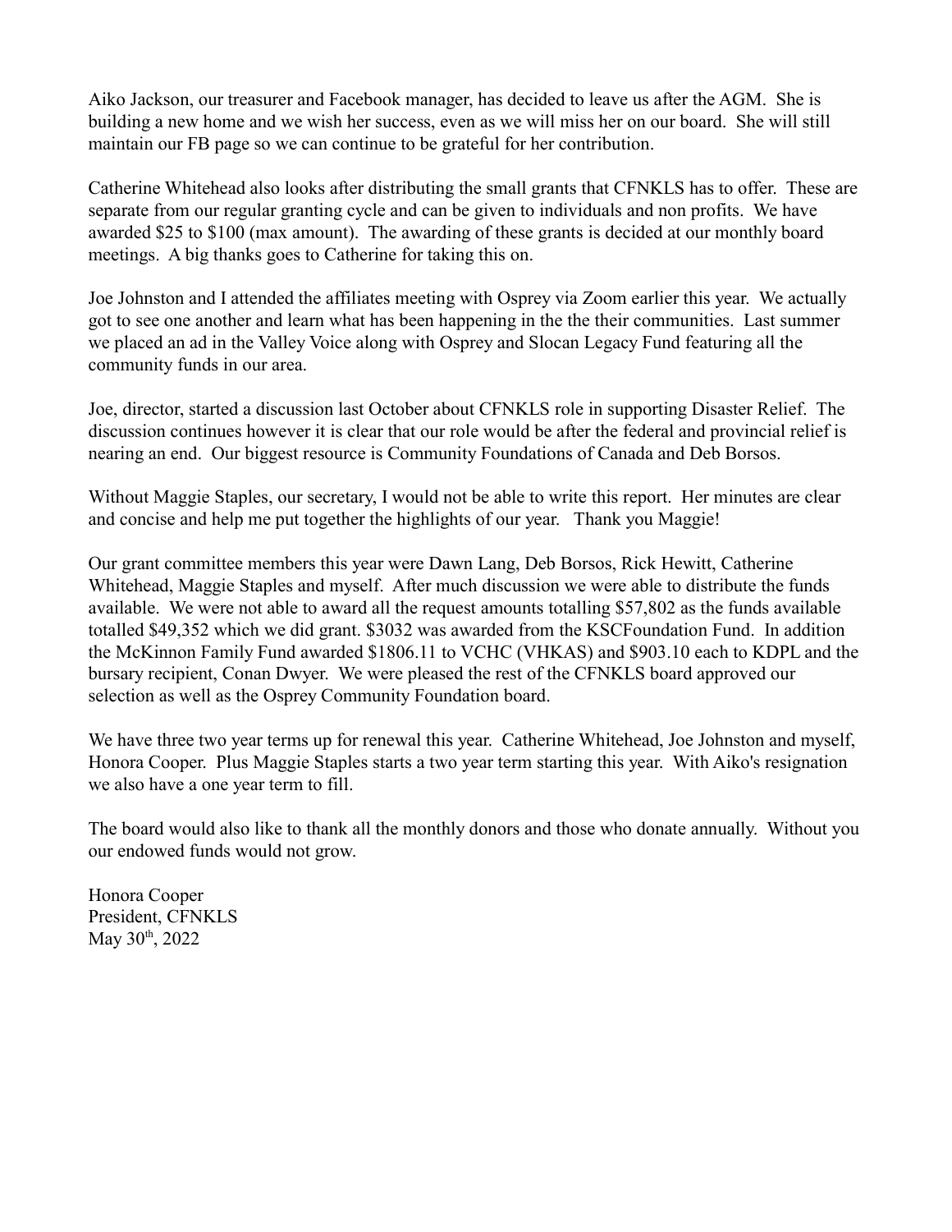Aiko Jackson, our treasurer and Facebook manager, has decided to leave us after the AGM. She is building a new home and we wish her success, even as we will miss her on our board. She will still maintain our FB page so we can continue to be grateful for her contribution.

Catherine Whitehead also looks after distributing the small grants that CFNKLS has to offer. These are separate from our regular granting cycle and can be given to individuals and non profits. We have awarded $25 to $100 (max amount). The awarding of these grants is decided at our monthly board meetings. A big thanks goes to Catherine for taking this on.

Joe Johnston and I attended the affiliates meeting with Osprey via Zoom earlier this year. We actually got to see one another and learn what has been happening in the the their communities. Last summer we placed an ad in the Valley Voice along with Osprey and Slocan Legacy Fund featuring all the community funds in our area.

Joe, director, started a discussion last October about CFNKLS role in supporting Disaster Relief. The discussion continues however it is clear that our role would be after the federal and provincial relief is nearing an end. Our biggest resource is Community Foundations of Canada and Deb Borsos.

Without Maggie Staples, our secretary, I would not be able to write this report. Her minutes are clear and concise and help me put together the highlights of our year. Thank you Maggie!

Our grant committee members this year were Dawn Lang, Deb Borsos, Rick Hewitt, Catherine Whitehead, Maggie Staples and myself. After much discussion we were able to distribute the funds available. We were not able to award all the request amounts totalling $57,802 as the funds available totalled $49,352 which we did grant. $3032 was awarded from the KSCFoundation Fund. In addition the McKinnon Family Fund awarded $1806.11 to VCHC (VHKAS) and $903.10 each to KDPL and the bursary recipient, Conan Dwyer. We were pleased the rest of the CFNKLS board approved our selection as well as the Osprey Community Foundation board.

We have three two year terms up for renewal this year. Catherine Whitehead, Joe Johnston and myself, Honora Cooper. Plus Maggie Staples starts a two year term starting this year. With Aiko's resignation we also have a one year term to fill.

The board would also like to thank all the monthly donors and those who donate annually. Without you our endowed funds would not grow.

Honora Cooper
President, CFNKLS
May 30th, 2022